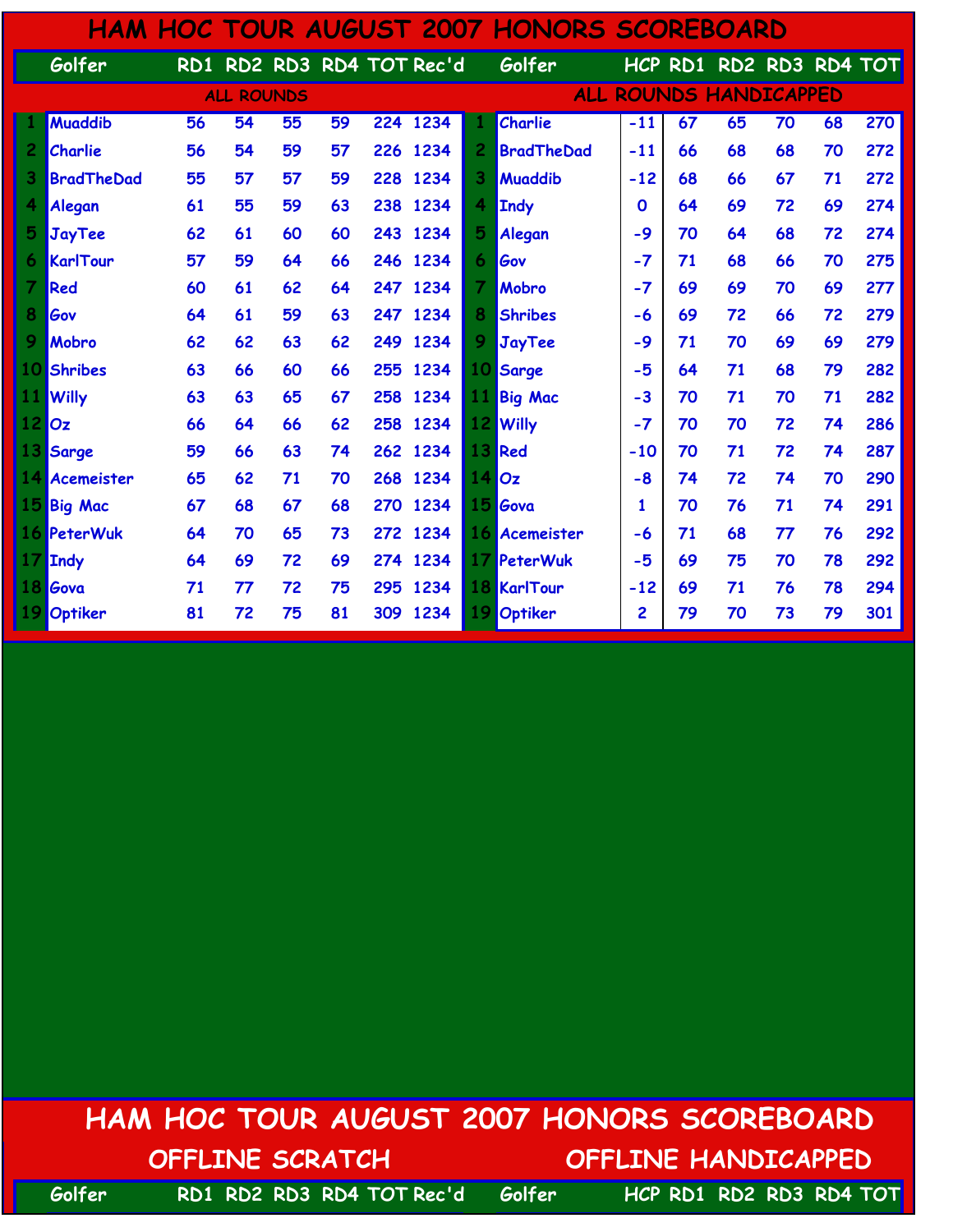# HAM HOC TOUR AUGUST 2007 HONORS SCOREBOARD

## ALL ROUNDS

| | Golfer | RD1 | RD2 | RD3 | RD4 | TOT | Rec'd |
|---|---|---|---|---|---|---|---|
| 1 | Muaddib | 56 | 54 | 55 | 59 | 224 | 1234 |
| 2 | Charlie | 56 | 54 | 59 | 57 | 226 | 1234 |
| 3 | BradTheDad | 55 | 57 | 57 | 59 | 228 | 1234 |
| 4 | Alegan | 61 | 55 | 59 | 63 | 238 | 1234 |
| 5 | JayTee | 62 | 61 | 60 | 60 | 243 | 1234 |
| 6 | KarlTour | 57 | 59 | 64 | 66 | 246 | 1234 |
| 7 | Red | 60 | 61 | 62 | 64 | 247 | 1234 |
| 8 | Gov | 64 | 61 | 59 | 63 | 247 | 1234 |
| 9 | Mobro | 62 | 62 | 63 | 62 | 249 | 1234 |
| 10 | Shribes | 63 | 66 | 60 | 66 | 255 | 1234 |
| 11 | Willy | 63 | 63 | 65 | 67 | 258 | 1234 |
| 12 | Oz | 66 | 64 | 66 | 62 | 258 | 1234 |
| 13 | Sarge | 59 | 66 | 63 | 74 | 262 | 1234 |
| 14 | Acemeister | 65 | 62 | 71 | 70 | 268 | 1234 |
| 15 | Big Mac | 67 | 68 | 67 | 68 | 270 | 1234 |
| 16 | PeterWuk | 64 | 70 | 65 | 73 | 272 | 1234 |
| 17 | Indy | 64 | 69 | 72 | 69 | 274 | 1234 |
| 18 | Gova | 71 | 77 | 72 | 75 | 295 | 1234 |
| 19 | Optiker | 81 | 72 | 75 | 81 | 309 | 1234 |

## ALL ROUNDS HANDICAPPED

| | Golfer | HCP | RD1 | RD2 | RD3 | RD4 | TOT |
|---|---|---|---|---|---|---|---|
| 1 | Charlie | -11 | 67 | 65 | 70 | 68 | 270 |
| 2 | BradTheDad | -11 | 66 | 68 | 68 | 70 | 272 |
| 3 | Muaddib | -12 | 68 | 66 | 67 | 71 | 272 |
| 4 | Indy | 0 | 64 | 69 | 72 | 69 | 274 |
| 5 | Alegan | -9 | 70 | 64 | 68 | 72 | 274 |
| 6 | Gov | -7 | 71 | 68 | 66 | 70 | 275 |
| 7 | Mobro | -7 | 69 | 69 | 70 | 69 | 277 |
| 8 | Shribes | -6 | 69 | 72 | 66 | 72 | 279 |
| 9 | JayTee | -9 | 71 | 70 | 69 | 69 | 279 |
| 10 | Sarge | -5 | 64 | 71 | 68 | 79 | 282 |
| 11 | Big Mac | -3 | 70 | 71 | 70 | 71 | 282 |
| 12 | Willy | -7 | 70 | 70 | 72 | 74 | 286 |
| 13 | Red | -10 | 70 | 71 | 72 | 74 | 287 |
| 14 | Oz | -8 | 74 | 72 | 74 | 70 | 290 |
| 15 | Gova | 1 | 70 | 76 | 71 | 74 | 291 |
| 16 | Acemeister | -6 | 71 | 68 | 77 | 76 | 292 |
| 17 | PeterWuk | -5 | 69 | 75 | 70 | 78 | 292 |
| 18 | KarlTour | -12 | 69 | 71 | 76 | 78 | 294 |
| 19 | Optiker | 2 | 79 | 70 | 73 | 79 | 301 |

# HAM HOC TOUR AUGUST 2007 HONORS SCOREBOARD

## OFFLINE SCRATCH

| Golfer | RD1 | RD2 | RD3 | RD4 | TOT | Rec'd |
|---|---|---|---|---|---|---|

## OFFLINE HANDICAPPED

| Golfer | HCP | RD1 | RD2 | RD3 | RD4 | TOT |
|---|---|---|---|---|---|---|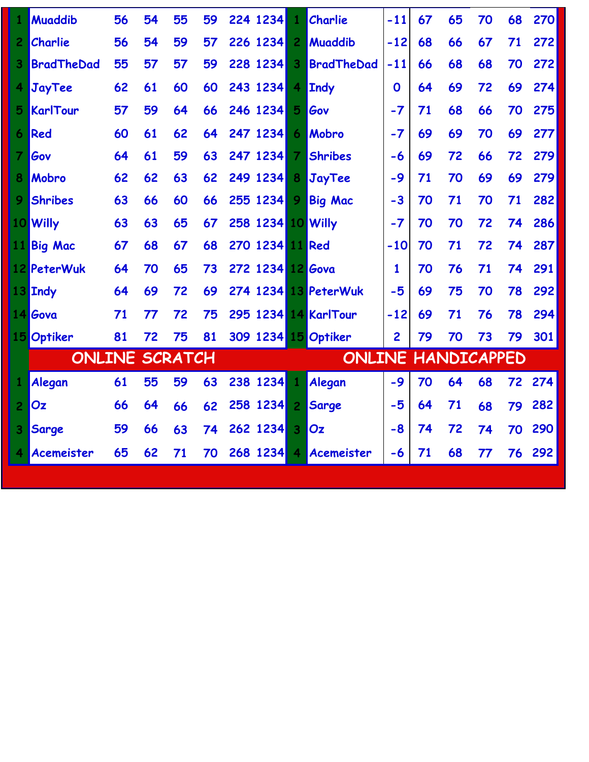| | | | | | | | | | | | | | | | |
|---|---|---|---|---|---|---|---|---|---|---|---|---|---|---|---|
| 1 | Muaddib | 56 | 54 | 55 | 59 | 224 | 1234 | 1 | Charlie | -11 | 67 | 65 | 70 | 68 | 270 |
| 2 | Charlie | 56 | 54 | 59 | 57 | 226 | 1234 | 2 | Muaddib | -12 | 68 | 66 | 67 | 71 | 272 |
| 3 | BradTheDad | 55 | 57 | 57 | 59 | 228 | 1234 | 3 | BradTheDad | -11 | 66 | 68 | 68 | 70 | 272 |
| 4 | JayTee | 62 | 61 | 60 | 60 | 243 | 1234 | 4 | Indy | 0 | 64 | 69 | 72 | 69 | 274 |
| 5 | KarlTour | 57 | 59 | 64 | 66 | 246 | 1234 | 5 | Gov | -7 | 71 | 68 | 66 | 70 | 275 |
| 6 | Red | 60 | 61 | 62 | 64 | 247 | 1234 | 6 | Mobro | -7 | 69 | 69 | 70 | 69 | 277 |
| 7 | Gov | 64 | 61 | 59 | 63 | 247 | 1234 | 7 | Shribes | -6 | 69 | 72 | 66 | 72 | 279 |
| 8 | Mobro | 62 | 62 | 63 | 62 | 249 | 1234 | 8 | JayTee | -9 | 71 | 70 | 69 | 69 | 279 |
| 9 | Shribes | 63 | 66 | 60 | 66 | 255 | 1234 | 9 | Big Mac | -3 | 70 | 71 | 70 | 71 | 282 |
| 10 | Willy | 63 | 63 | 65 | 67 | 258 | 1234 | 10 | Willy | -7 | 70 | 70 | 72 | 74 | 286 |
| 11 | Big Mac | 67 | 68 | 67 | 68 | 270 | 1234 | 11 | Red | -10 | 70 | 71 | 72 | 74 | 287 |
| 12 | PeterWuk | 64 | 70 | 65 | 73 | 272 | 1234 | 12 | Gova | 1 | 70 | 76 | 71 | 74 | 291 |
| 13 | Indy | 64 | 69 | 72 | 69 | 274 | 1234 | 13 | PeterWuk | -5 | 69 | 75 | 70 | 78 | 292 |
| 14 | Gova | 71 | 77 | 72 | 75 | 295 | 1234 | 14 | KarlTour | -12 | 69 | 71 | 76 | 78 | 294 |
| 15 | Optiker | 81 | 72 | 75 | 81 | 309 | 1234 | 15 | Optiker | 2 | 79 | 70 | 73 | 79 | 301 |

| ONLINE SCRATCH | | | | | | | | ONLINE HANDICAPPED | | | | | | | |
|---|---|---|---|---|---|---|---|---|---|---|---|---|---|---|---|
| 1 | Alegan | 61 | 55 | 59 | 63 | 238 | 1234 | 1 | Alegan | -9 | 70 | 64 | 68 | 72 | 274 |
| 2 | Oz | 66 | 64 | 66 | 62 | 258 | 1234 | 2 | Sarge | -5 | 64 | 71 | 68 | 79 | 282 |
| 3 | Sarge | 59 | 66 | 63 | 74 | 262 | 1234 | 3 | Oz | -8 | 74 | 72 | 74 | 70 | 290 |
| 4 | Acemeister | 65 | 62 | 71 | 70 | 268 | 1234 | 4 | Acemeister | -6 | 71 | 68 | 77 | 76 | 292 |